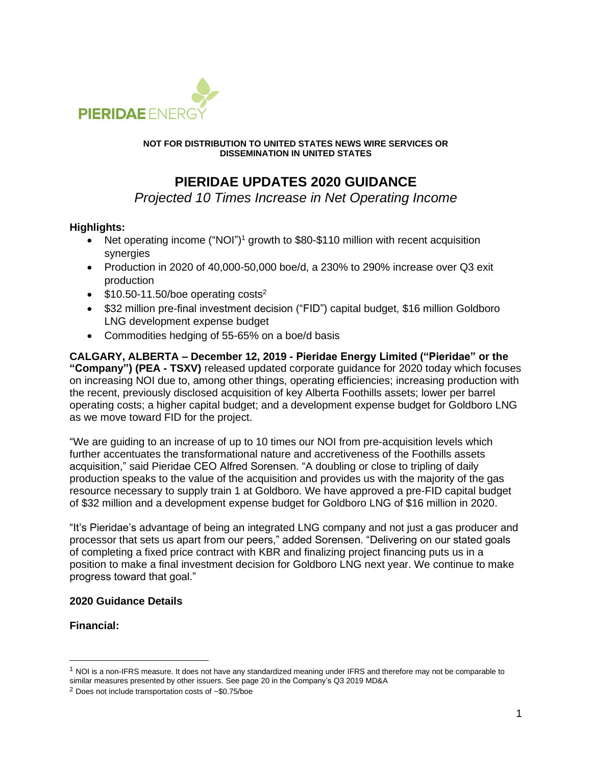PIERIDAE ENERGY

**NOT FOR DISTRIBUTION TO UNITED STATES NEWS WIRE SERVICES OR DISSEMINATION IN UNITED STATES**

# PIERIDAE UPDATES 2020 GUIDANCE

*Projected 10 Times Increase in Net Operating Income*

**Highlights:**

- Net operating income ("NOI")[1] growth to $80-$110 million with recent acquisition synergies
- Production in 2020 of 40,000-50,000 boe/d, a 230% to 290% increase over Q3 exit production
- $10.50-11.50/boe operating costs[2]
- $32 million pre-final investment decision ("FID") capital budget, $16 million Goldboro LNG development expense budget
- Commodities hedging of 55-65% on a boe/d basis

**CALGARY, ALBERTA – December 12, 2019 - Pieridae Energy Limited ("Pieridae" or the "Company") (PEA - TSXV)** released updated corporate guidance for 2020 today which focuses on increasing NOI due to, among other things, operating efficiencies; increasing production with the recent, previously disclosed acquisition of key Alberta Foothills assets; lower per barrel operating costs; a higher capital budget; and a development expense budget for Goldboro LNG as we move toward FID for the project.

"We are guiding to an increase of up to 10 times our NOI from pre-acquisition levels which further accentuates the transformational nature and accretiveness of the Foothills assets acquisition," said Pieridae CEO Alfred Sorensen. "A doubling or close to tripling of daily production speaks to the value of the acquisition and provides us with the majority of the gas resource necessary to supply train 1 at Goldboro. We have approved a pre-FID capital budget of $32 million and a development expense budget for Goldboro LNG of $16 million in 2020.

"It's Pieridae's advantage of being an integrated LNG company and not just a gas producer and processor that sets us apart from our peers," added Sorensen. "Delivering on our stated goals of completing a fixed price contract with KBR and finalizing project financing puts us in a position to make a final investment decision for Goldboro LNG next year. We continue to make progress toward that goal."

**2020 Guidance Details**

**Financial:**

[1] NOI is a non-IFRS measure. It does not have any standardized meaning under IFRS and therefore may not be comparable to similar measures presented by other issuers. See page 20 in the Company's Q3 2019 MD&A

[2] Does not include transportation costs of ~$0.75/boe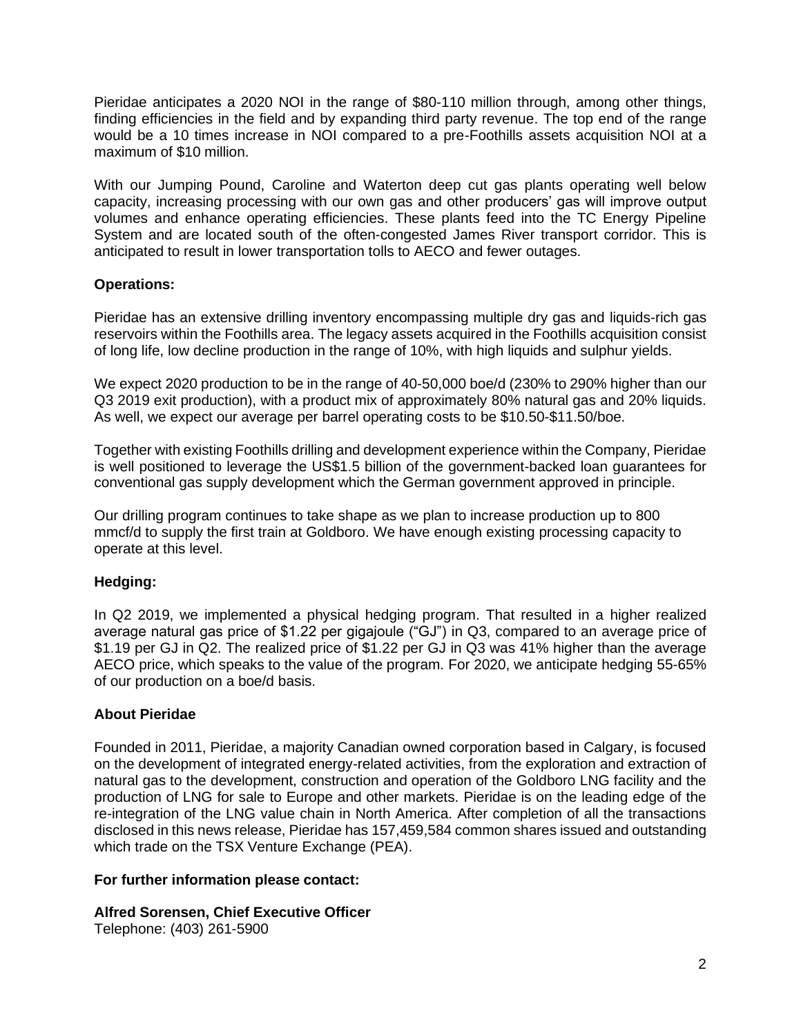Pieridae anticipates a 2020 NOI in the range of $80-110 million through, among other things, finding efficiencies in the field and by expanding third party revenue. The top end of the range would be a 10 times increase in NOI compared to a pre-Foothills assets acquisition NOI at a maximum of $10 million.

With our Jumping Pound, Caroline and Waterton deep cut gas plants operating well below capacity, increasing processing with our own gas and other producers' gas will improve output volumes and enhance operating efficiencies. These plants feed into the TC Energy Pipeline System and are located south of the often-congested James River transport corridor. This is anticipated to result in lower transportation tolls to AECO and fewer outages.

**Operations:**

Pieridae has an extensive drilling inventory encompassing multiple dry gas and liquids-rich gas reservoirs within the Foothills area. The legacy assets acquired in the Foothills acquisition consist of long life, low decline production in the range of 10%, with high liquids and sulphur yields.

We expect 2020 production to be in the range of 40-50,000 boe/d (230% to 290% higher than our Q3 2019 exit production), with a product mix of approximately 80% natural gas and 20% liquids. As well, we expect our average per barrel operating costs to be $10.50-$11.50/boe.

Together with existing Foothills drilling and development experience within the Company, Pieridae is well positioned to leverage the US$1.5 billion of the government-backed loan guarantees for conventional gas supply development which the German government approved in principle.

Our drilling program continues to take shape as we plan to increase production up to 800 mmcf/d to supply the first train at Goldboro. We have enough existing processing capacity to operate at this level.

**Hedging:**

In Q2 2019, we implemented a physical hedging program. That resulted in a higher realized average natural gas price of $1.22 per gigajoule ("GJ") in Q3, compared to an average price of $1.19 per GJ in Q2. The realized price of $1.22 per GJ in Q3 was 41% higher than the average AECO price, which speaks to the value of the program. For 2020, we anticipate hedging 55-65% of our production on a boe/d basis.

**About Pieridae**

Founded in 2011, Pieridae, a majority Canadian owned corporation based in Calgary, is focused on the development of integrated energy-related activities, from the exploration and extraction of natural gas to the development, construction and operation of the Goldboro LNG facility and the production of LNG for sale to Europe and other markets. Pieridae is on the leading edge of the re-integration of the LNG value chain in North America. After completion of all the transactions disclosed in this news release, Pieridae has 157,459,584 common shares issued and outstanding which trade on the TSX Venture Exchange (PEA).

**For further information please contact:**

**Alfred Sorensen, Chief Executive Officer**
Telephone: (403) 261-5900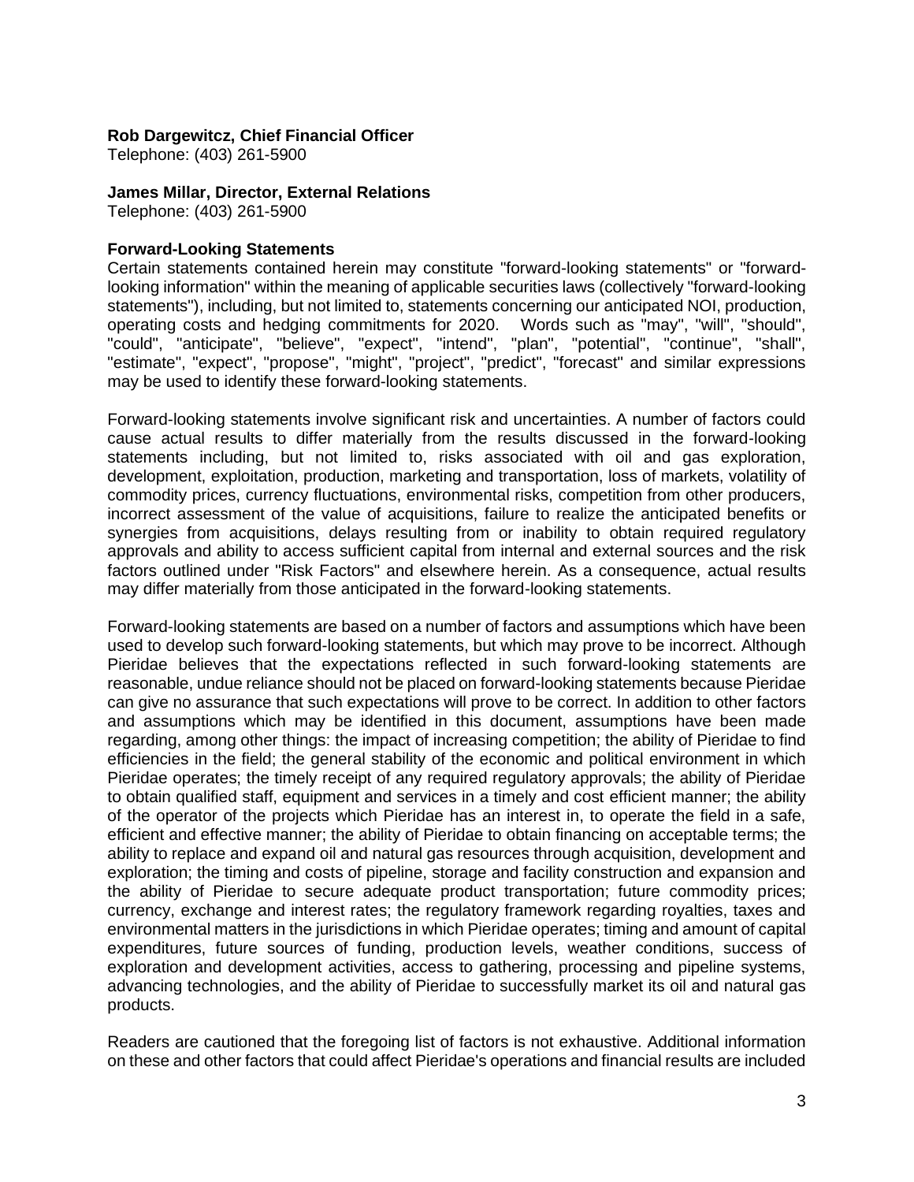**Rob Dargewitcz, Chief Financial Officer**
Telephone: (403) 261-5900

**James Millar, Director, External Relations**
Telephone: (403) 261-5900

**Forward-Looking Statements**
Certain statements contained herein may constitute "forward-looking statements" or "forward-looking information" within the meaning of applicable securities laws (collectively "forward-looking statements"), including, but not limited to, statements concerning our anticipated NOI, production, operating costs and hedging commitments for 2020. Words such as "may", "will", "should", "could", "anticipate", "believe", "expect", "intend", "plan", "potential", "continue", "shall", "estimate", "expect", "propose", "might", "project", "predict", "forecast" and similar expressions may be used to identify these forward-looking statements.

Forward-looking statements involve significant risk and uncertainties. A number of factors could cause actual results to differ materially from the results discussed in the forward-looking statements including, but not limited to, risks associated with oil and gas exploration, development, exploitation, production, marketing and transportation, loss of markets, volatility of commodity prices, currency fluctuations, environmental risks, competition from other producers, incorrect assessment of the value of acquisitions, failure to realize the anticipated benefits or synergies from acquisitions, delays resulting from or inability to obtain required regulatory approvals and ability to access sufficient capital from internal and external sources and the risk factors outlined under "Risk Factors" and elsewhere herein. As a consequence, actual results may differ materially from those anticipated in the forward-looking statements.

Forward-looking statements are based on a number of factors and assumptions which have been used to develop such forward-looking statements, but which may prove to be incorrect. Although Pieridae believes that the expectations reflected in such forward-looking statements are reasonable, undue reliance should not be placed on forward-looking statements because Pieridae can give no assurance that such expectations will prove to be correct. In addition to other factors and assumptions which may be identified in this document, assumptions have been made regarding, among other things: the impact of increasing competition; the ability of Pieridae to find efficiencies in the field; the general stability of the economic and political environment in which Pieridae operates; the timely receipt of any required regulatory approvals; the ability of Pieridae to obtain qualified staff, equipment and services in a timely and cost efficient manner; the ability of the operator of the projects which Pieridae has an interest in, to operate the field in a safe, efficient and effective manner; the ability of Pieridae to obtain financing on acceptable terms; the ability to replace and expand oil and natural gas resources through acquisition, development and exploration; the timing and costs of pipeline, storage and facility construction and expansion and the ability of Pieridae to secure adequate product transportation; future commodity prices; currency, exchange and interest rates; the regulatory framework regarding royalties, taxes and environmental matters in the jurisdictions in which Pieridae operates; timing and amount of capital expenditures, future sources of funding, production levels, weather conditions, success of exploration and development activities, access to gathering, processing and pipeline systems, advancing technologies, and the ability of Pieridae to successfully market its oil and natural gas products.

Readers are cautioned that the foregoing list of factors is not exhaustive. Additional information on these and other factors that could affect Pieridae's operations and financial results are included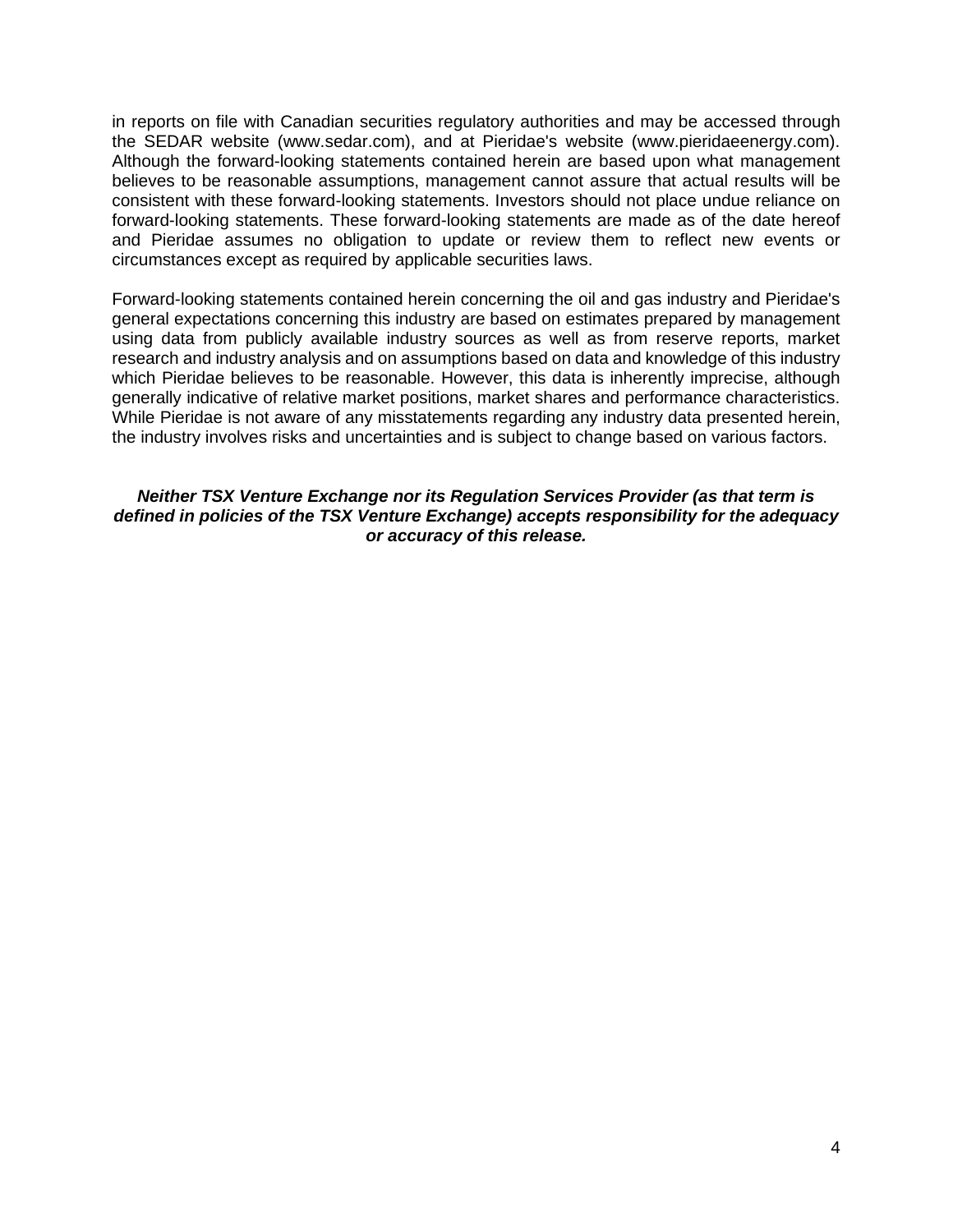in reports on file with Canadian securities regulatory authorities and may be accessed through the SEDAR website (www.sedar.com), and at Pieridae's website (www.pieridaeenergy.com). Although the forward-looking statements contained herein are based upon what management believes to be reasonable assumptions, management cannot assure that actual results will be consistent with these forward-looking statements. Investors should not place undue reliance on forward-looking statements. These forward-looking statements are made as of the date hereof and Pieridae assumes no obligation to update or review them to reflect new events or circumstances except as required by applicable securities laws.

Forward-looking statements contained herein concerning the oil and gas industry and Pieridae's general expectations concerning this industry are based on estimates prepared by management using data from publicly available industry sources as well as from reserve reports, market research and industry analysis and on assumptions based on data and knowledge of this industry which Pieridae believes to be reasonable. However, this data is inherently imprecise, although generally indicative of relative market positions, market shares and performance characteristics. While Pieridae is not aware of any misstatements regarding any industry data presented herein, the industry involves risks and uncertainties and is subject to change based on various factors.

***Neither TSX Venture Exchange nor its Regulation Services Provider (as that term is defined in policies of the TSX Venture Exchange) accepts responsibility for the adequacy or accuracy of this release.***